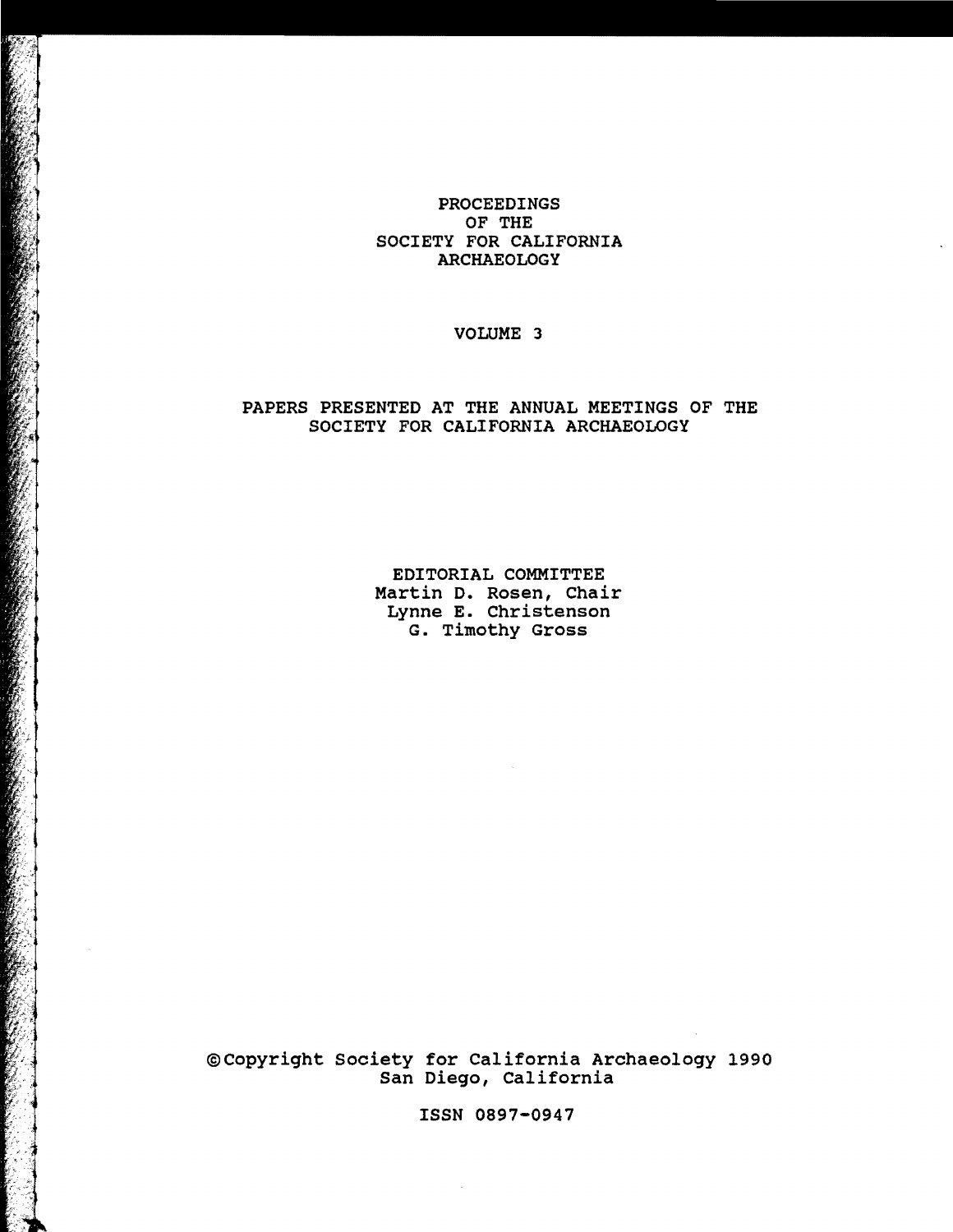# PROCEEDINGS OF THE SOCIETY FOR CALIFORNIA ARCHAEOLOGY

## VOLUME 3

PAPERS PRESENTED AT THE ANNUAL MEETINGS OF THE SOCIETY FOR CALIFORNIA ARCHAEOLOGY

EDITORIAL COMMITTEE
Martin D. Rosen, Chair
Lynne E. Christenson
G. Timothy Gross

©Copyright Society for California Archaeology 1990
San Diego, California

ISSN 0897-0947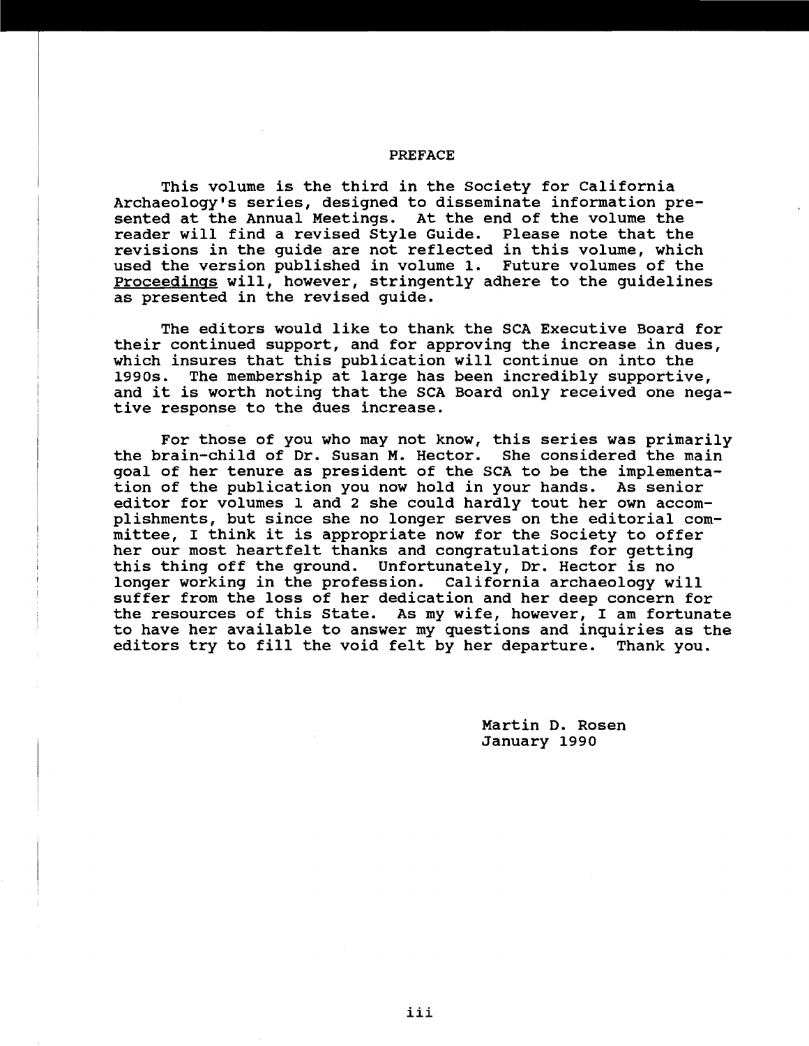# PREFACE

This volume is the third in the Society for California Archaeology's series, designed to disseminate information presented at the Annual Meetings. At the end of the volume the reader will find a revised Style Guide. Please note that the revisions in the guide are not reflected in this volume, which used the version published in volume 1. Future volumes of the Proceedings will, however, stringently adhere to the guidelines as presented in the revised guide.

The editors would like to thank the SCA Executive Board for their continued support, and for approving the increase in dues, which insures that this publication will continue on into the 1990s. The membership at large has been incredibly supportive, and it is worth noting that the SCA Board only received one negative response to the dues increase.

For those of you who may not know, this series was primarily the brain-child of Dr. Susan M. Hector. She considered the main goal of her tenure as president of the SCA to be the implementation of the publication you now hold in your hands. As senior editor for volumes 1 and 2 she could hardly tout her own accomplishments, but since she no longer serves on the editorial committee, I think it is appropriate now for the Society to offer her our most heartfelt thanks and congratulations for getting this thing off the ground. Unfortunately, Dr. Hector is no longer working in the profession. California archaeology will suffer from the loss of her dedication and her deep concern for the resources of this State. As my wife, however, I am fortunate to have her available to answer my questions and inquiries as the editors try to fill the void felt by her departure. Thank you.

Martin D. Rosen
January 1990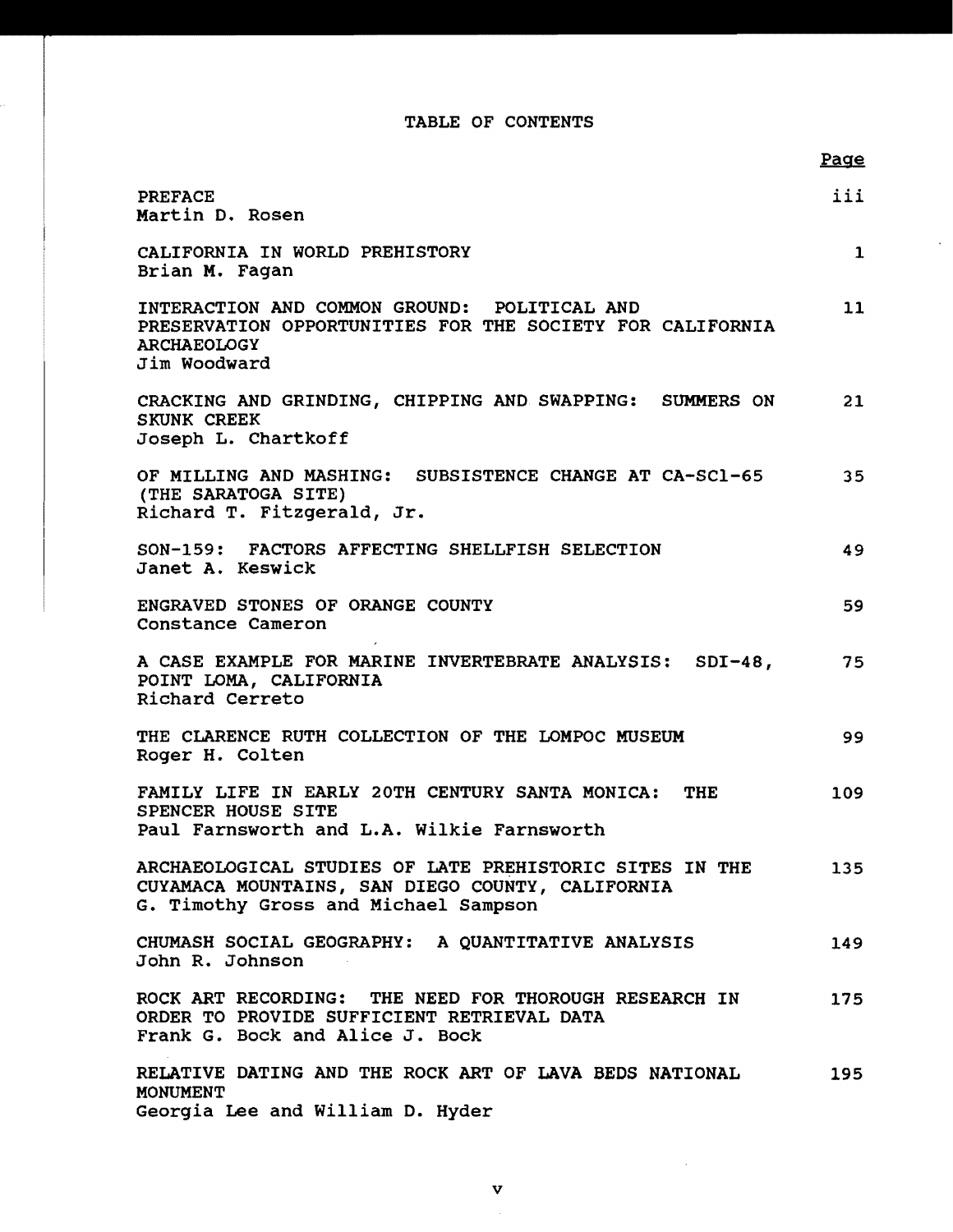# TABLE OF CONTENTS

| | Page |
|---|---|
| PREFACE<br>Martin D. Rosen | iii |
| CALIFORNIA IN WORLD PREHISTORY<br>Brian M. Fagan | 1 |
| INTERACTION AND COMMON GROUND: POLITICAL AND PRESERVATION OPPORTUNITIES FOR THE SOCIETY FOR CALIFORNIA ARCHAEOLOGY<br>Jim Woodward | 11 |
| CRACKING AND GRINDING, CHIPPING AND SWAPPING: SUMMERS ON SKUNK CREEK<br>Joseph L. Chartkoff | 21 |
| OF MILLING AND MASHING: SUBSISTENCE CHANGE AT CA-SCl-65 (THE SARATOGA SITE)<br>Richard T. Fitzgerald, Jr. | 35 |
| SON-159: FACTORS AFFECTING SHELLFISH SELECTION<br>Janet A. Keswick | 49 |
| ENGRAVED STONES OF ORANGE COUNTY<br>Constance Cameron | 59 |
| A CASE EXAMPLE FOR MARINE INVERTEBRATE ANALYSIS: SDI-48, POINT LOMA, CALIFORNIA<br>Richard Cerreto | 75 |
| THE CLARENCE RUTH COLLECTION OF THE LOMPOC MUSEUM<br>Roger H. Colten | 99 |
| FAMILY LIFE IN EARLY 20TH CENTURY SANTA MONICA: THE SPENCER HOUSE SITE<br>Paul Farnsworth and L.A. Wilkie Farnsworth | 109 |
| ARCHAEOLOGICAL STUDIES OF LATE PREHISTORIC SITES IN THE CUYAMACA MOUNTAINS, SAN DIEGO COUNTY, CALIFORNIA<br>G. Timothy Gross and Michael Sampson | 135 |
| CHUMASH SOCIAL GEOGRAPHY: A QUANTITATIVE ANALYSIS<br>John R. Johnson | 149 |
| ROCK ART RECORDING: THE NEED FOR THOROUGH RESEARCH IN ORDER TO PROVIDE SUFFICIENT RETRIEVAL DATA<br>Frank G. Bock and Alice J. Bock | 175 |
| RELATIVE DATING AND THE ROCK ART OF LAVA BEDS NATIONAL MONUMENT<br>Georgia Lee and William D. Hyder | 195 |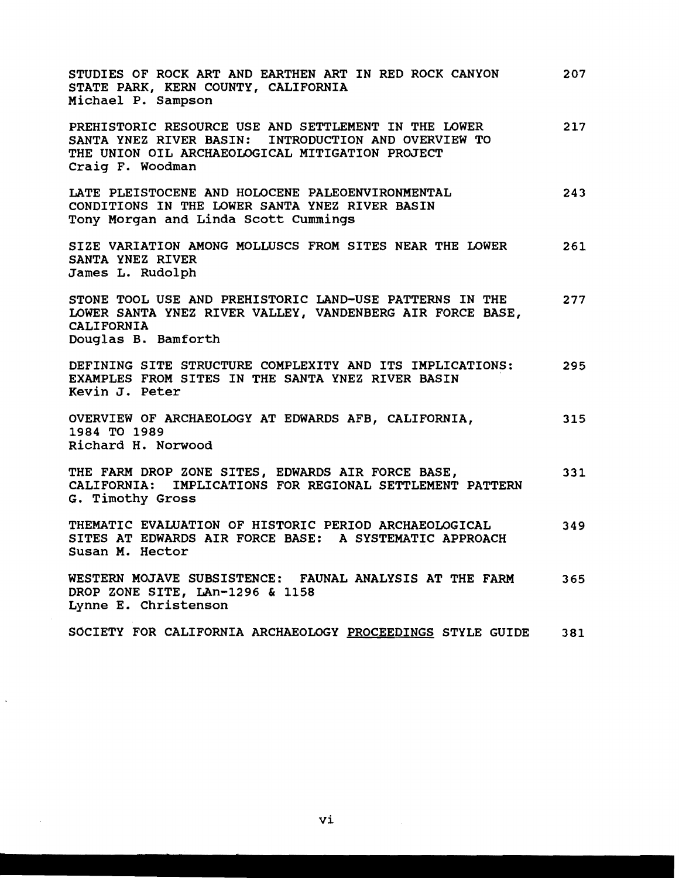STUDIES OF ROCK ART AND EARTHEN ART IN RED ROCK CANYON STATE PARK, KERN COUNTY, CALIFORNIA — 207
Michael P. Sampson

PREHISTORIC RESOURCE USE AND SETTLEMENT IN THE LOWER SANTA YNEZ RIVER BASIN: INTRODUCTION AND OVERVIEW TO THE UNION OIL ARCHAEOLOGICAL MITIGATION PROJECT — 217
Craig F. Woodman

LATE PLEISTOCENE AND HOLOCENE PALEOENVIRONMENTAL CONDITIONS IN THE LOWER SANTA YNEZ RIVER BASIN — 243
Tony Morgan and Linda Scott Cummings

SIZE VARIATION AMONG MOLLUSCS FROM SITES NEAR THE LOWER SANTA YNEZ RIVER — 261
James L. Rudolph

STONE TOOL USE AND PREHISTORIC LAND-USE PATTERNS IN THE LOWER SANTA YNEZ RIVER VALLEY, VANDENBERG AIR FORCE BASE, CALIFORNIA — 277
Douglas B. Bamforth

DEFINING SITE STRUCTURE COMPLEXITY AND ITS IMPLICATIONS: EXAMPLES FROM SITES IN THE SANTA YNEZ RIVER BASIN — 295
Kevin J. Peter

OVERVIEW OF ARCHAEOLOGY AT EDWARDS AFB, CALIFORNIA, 1984 TO 1989 — 315
Richard H. Norwood

THE FARM DROP ZONE SITES, EDWARDS AIR FORCE BASE, CALIFORNIA: IMPLICATIONS FOR REGIONAL SETTLEMENT PATTERN — 331
G. Timothy Gross

THEMATIC EVALUATION OF HISTORIC PERIOD ARCHAEOLOGICAL SITES AT EDWARDS AIR FORCE BASE: A SYSTEMATIC APPROACH — 349
Susan M. Hector

WESTERN MOJAVE SUBSISTENCE: FAUNAL ANALYSIS AT THE FARM DROP ZONE SITE, LAn-1296 & 1158 — 365
Lynne E. Christenson

SOCIETY FOR CALIFORNIA ARCHAEOLOGY PROCEEDINGS STYLE GUIDE — 381